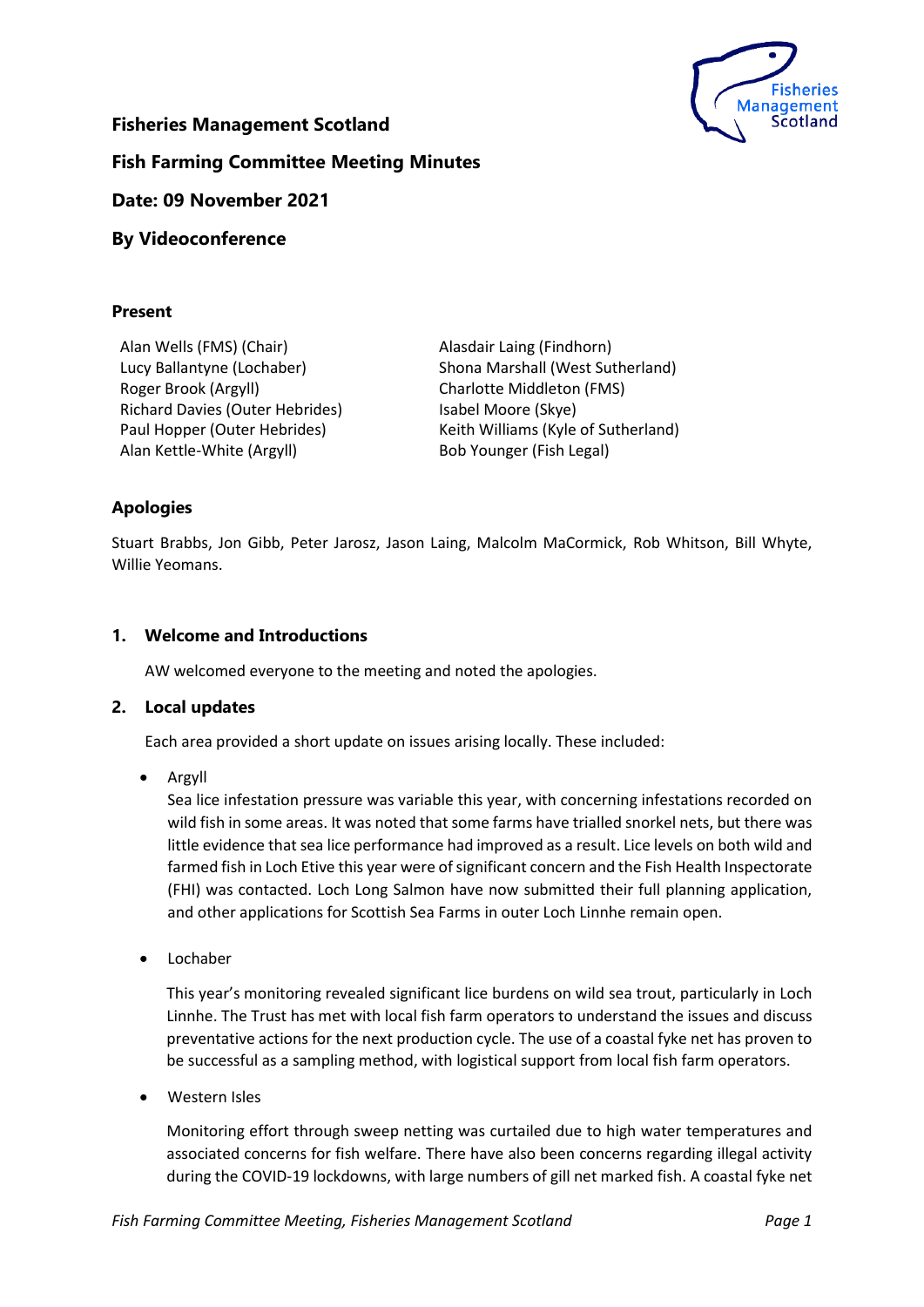**Fisheries Management Scotland**

**Fish Farming Committee Meeting Minutes**

**Date: 09 November 2021**

**By Videoconference**

### Present

Alan Wells (FMS) (Chair)
Lucy Ballantyne (Lochaber)
Roger Brook (Argyll)
Richard Davies (Outer Hebrides)
Paul Hopper (Outer Hebrides)
Alan Kettle-White (Argyll)
Alasdair Laing (Findhorn)
Shona Marshall (West Sutherland)
Charlotte Middleton (FMS)
Isabel Moore (Skye)
Keith Williams (Kyle of Sutherland)
Bob Younger (Fish Legal)

### Apologies

Stuart Brabbs, Jon Gibb, Peter Jarosz, Jason Laing, Malcolm MaCormick, Rob Whitson, Bill Whyte, Willie Yeomans.

### 1. Welcome and Introductions

AW welcomed everyone to the meeting and noted the apologies.

### 2. Local updates

Each area provided a short update on issues arising locally. These included:

- Argyll
  Sea lice infestation pressure was variable this year, with concerning infestations recorded on wild fish in some areas. It was noted that some farms have trialled snorkel nets, but there was little evidence that sea lice performance had improved as a result. Lice levels on both wild and farmed fish in Loch Etive this year were of significant concern and the Fish Health Inspectorate (FHI) was contacted. Loch Long Salmon have now submitted their full planning application, and other applications for Scottish Sea Farms in outer Loch Linnhe remain open.

- Lochaber

  This year's monitoring revealed significant lice burdens on wild sea trout, particularly in Loch Linnhe. The Trust has met with local fish farm operators to understand the issues and discuss preventative actions for the next production cycle. The use of a coastal fyke net has proven to be successful as a sampling method, with logistical support from local fish farm operators.

- Western Isles

  Monitoring effort through sweep netting was curtailed due to high water temperatures and associated concerns for fish welfare. There have also been concerns regarding illegal activity during the COVID-19 lockdowns, with large numbers of gill net marked fish. A coastal fyke net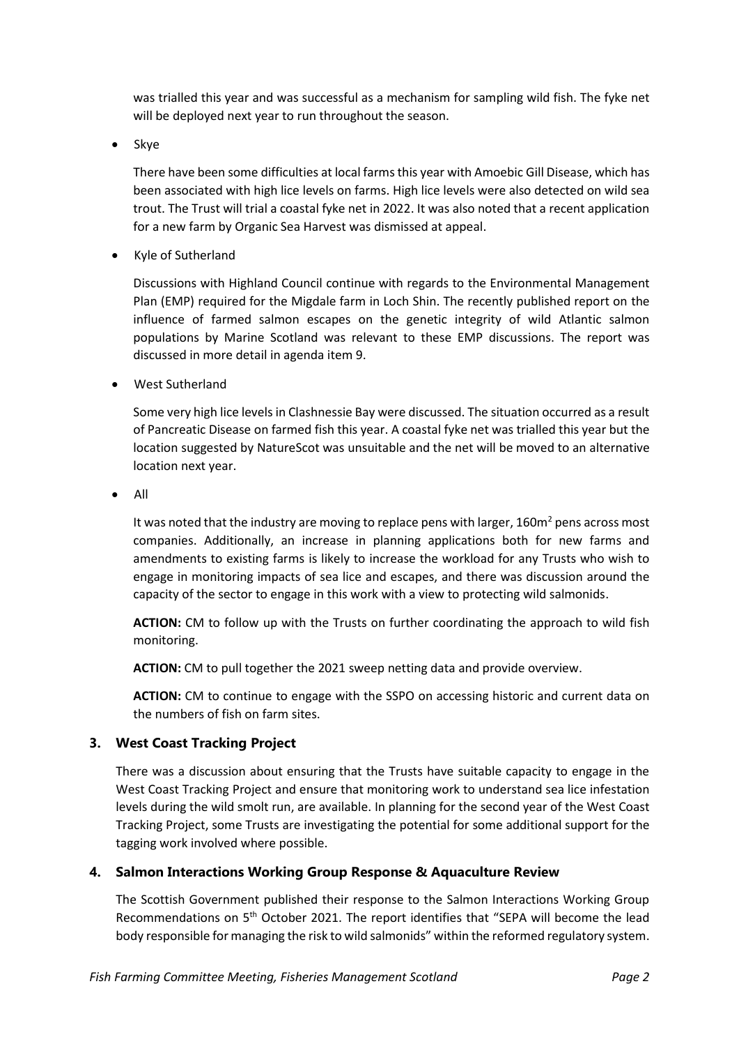was trialled this year and was successful as a mechanism for sampling wild fish. The fyke net will be deployed next year to run throughout the season.

- Skye

  There have been some difficulties at local farms this year with Amoebic Gill Disease, which has been associated with high lice levels on farms. High lice levels were also detected on wild sea trout. The Trust will trial a coastal fyke net in 2022. It was also noted that a recent application for a new farm by Organic Sea Harvest was dismissed at appeal.

- Kyle of Sutherland

  Discussions with Highland Council continue with regards to the Environmental Management Plan (EMP) required for the Migdale farm in Loch Shin. The recently published report on the influence of farmed salmon escapes on the genetic integrity of wild Atlantic salmon populations by Marine Scotland was relevant to these EMP discussions. The report was discussed in more detail in agenda item 9.

- West Sutherland

  Some very high lice levels in Clashnessie Bay were discussed. The situation occurred as a result of Pancreatic Disease on farmed fish this year. A coastal fyke net was trialled this year but the location suggested by NatureScot was unsuitable and the net will be moved to an alternative location next year.

- All

  It was noted that the industry are moving to replace pens with larger, 160m$^2$ pens across most companies. Additionally, an increase in planning applications both for new farms and amendments to existing farms is likely to increase the workload for any Trusts who wish to engage in monitoring impacts of sea lice and escapes, and there was discussion around the capacity of the sector to engage in this work with a view to protecting wild salmonids.

  **ACTION:** CM to follow up with the Trusts on further coordinating the approach to wild fish monitoring.

  **ACTION:** CM to pull together the 2021 sweep netting data and provide overview.

  **ACTION:** CM to continue to engage with the SSPO on accessing historic and current data on the numbers of fish on farm sites.

## 3. West Coast Tracking Project

There was a discussion about ensuring that the Trusts have suitable capacity to engage in the West Coast Tracking Project and ensure that monitoring work to understand sea lice infestation levels during the wild smolt run, are available. In planning for the second year of the West Coast Tracking Project, some Trusts are investigating the potential for some additional support for the tagging work involved where possible.

## 4. Salmon Interactions Working Group Response & Aquaculture Review

The Scottish Government published their response to the Salmon Interactions Working Group Recommendations on 5th October 2021. The report identifies that "SEPA will become the lead body responsible for managing the risk to wild salmonids" within the reformed regulatory system.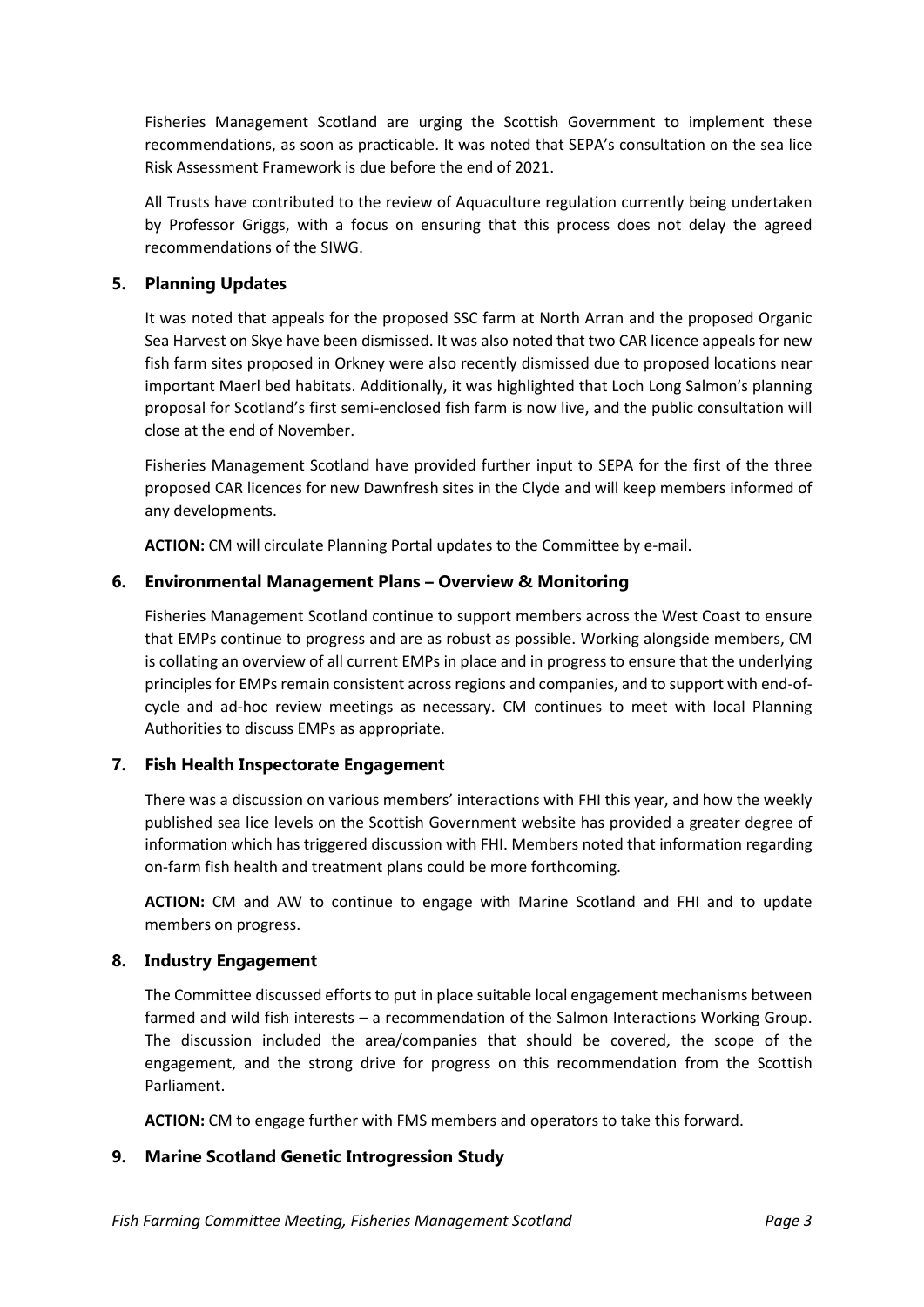Fisheries Management Scotland are urging the Scottish Government to implement these recommendations, as soon as practicable. It was noted that SEPA's consultation on the sea lice Risk Assessment Framework is due before the end of 2021.

All Trusts have contributed to the review of Aquaculture regulation currently being undertaken by Professor Griggs, with a focus on ensuring that this process does not delay the agreed recommendations of the SIWG.

## 5. Planning Updates

It was noted that appeals for the proposed SSC farm at North Arran and the proposed Organic Sea Harvest on Skye have been dismissed. It was also noted that two CAR licence appeals for new fish farm sites proposed in Orkney were also recently dismissed due to proposed locations near important Maerl bed habitats. Additionally, it was highlighted that Loch Long Salmon's planning proposal for Scotland's first semi-enclosed fish farm is now live, and the public consultation will close at the end of November.

Fisheries Management Scotland have provided further input to SEPA for the first of the three proposed CAR licences for new Dawnfresh sites in the Clyde and will keep members informed of any developments.

**ACTION:** CM will circulate Planning Portal updates to the Committee by e-mail.

## 6. Environmental Management Plans – Overview & Monitoring

Fisheries Management Scotland continue to support members across the West Coast to ensure that EMPs continue to progress and are as robust as possible. Working alongside members, CM is collating an overview of all current EMPs in place and in progress to ensure that the underlying principles for EMPs remain consistent across regions and companies, and to support with end-of-cycle and ad-hoc review meetings as necessary. CM continues to meet with local Planning Authorities to discuss EMPs as appropriate.

## 7. Fish Health Inspectorate Engagement

There was a discussion on various members' interactions with FHI this year, and how the weekly published sea lice levels on the Scottish Government website has provided a greater degree of information which has triggered discussion with FHI. Members noted that information regarding on-farm fish health and treatment plans could be more forthcoming.

**ACTION:** CM and AW to continue to engage with Marine Scotland and FHI and to update members on progress.

## 8. Industry Engagement

The Committee discussed efforts to put in place suitable local engagement mechanisms between farmed and wild fish interests – a recommendation of the Salmon Interactions Working Group. The discussion included the area/companies that should be covered, the scope of the engagement, and the strong drive for progress on this recommendation from the Scottish Parliament.

**ACTION:** CM to engage further with FMS members and operators to take this forward.

## 9. Marine Scotland Genetic Introgression Study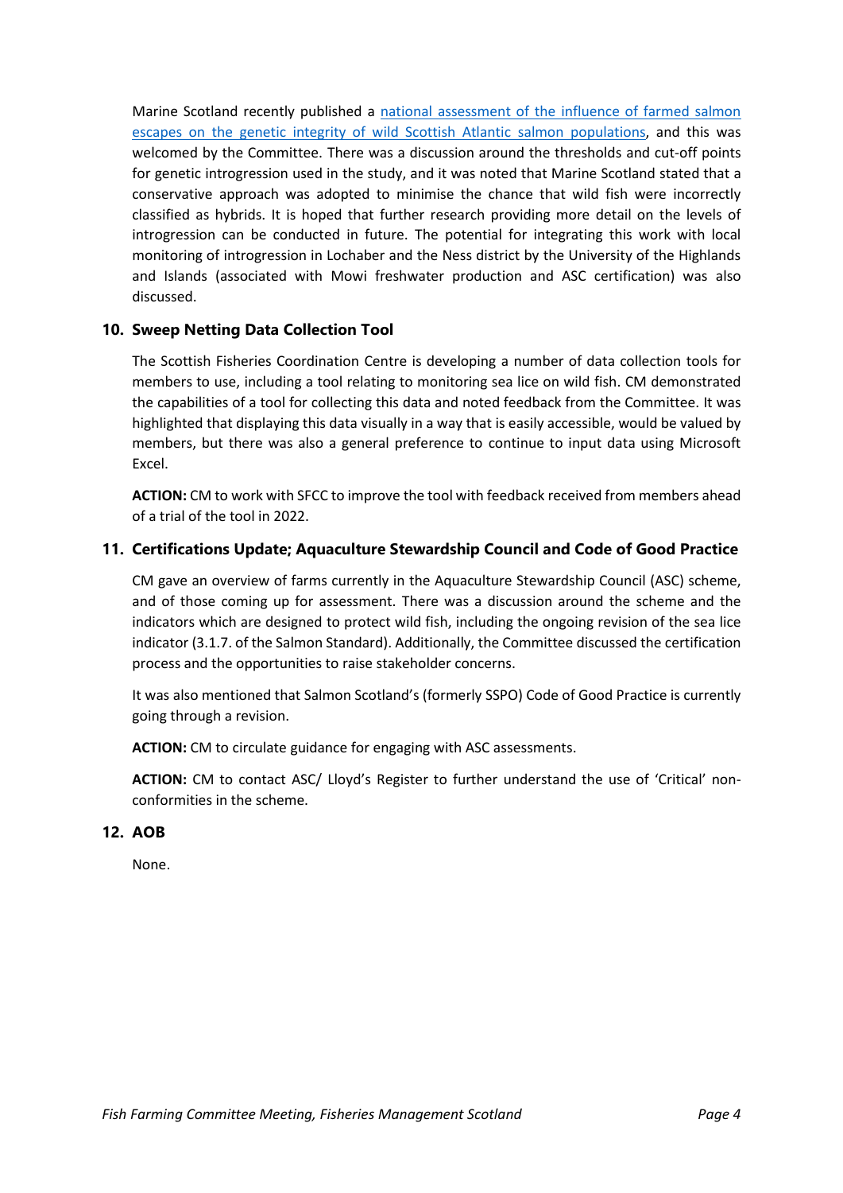Marine Scotland recently published a [national assessment of the influence of farmed salmon escapes on the genetic integrity of wild Scottish Atlantic salmon populations](), and this was welcomed by the Committee. There was a discussion around the thresholds and cut-off points for genetic introgression used in the study, and it was noted that Marine Scotland stated that a conservative approach was adopted to minimise the chance that wild fish were incorrectly classified as hybrids. It is hoped that further research providing more detail on the levels of introgression can be conducted in future. The potential for integrating this work with local monitoring of introgression in Lochaber and the Ness district by the University of the Highlands and Islands (associated with Mowi freshwater production and ASC certification) was also discussed.

## 10. Sweep Netting Data Collection Tool

The Scottish Fisheries Coordination Centre is developing a number of data collection tools for members to use, including a tool relating to monitoring sea lice on wild fish. CM demonstrated the capabilities of a tool for collecting this data and noted feedback from the Committee. It was highlighted that displaying this data visually in a way that is easily accessible, would be valued by members, but there was also a general preference to continue to input data using Microsoft Excel.

**ACTION:** CM to work with SFCC to improve the tool with feedback received from members ahead of a trial of the tool in 2022.

## 11. Certifications Update; Aquaculture Stewardship Council and Code of Good Practice

CM gave an overview of farms currently in the Aquaculture Stewardship Council (ASC) scheme, and of those coming up for assessment. There was a discussion around the scheme and the indicators which are designed to protect wild fish, including the ongoing revision of the sea lice indicator (3.1.7. of the Salmon Standard). Additionally, the Committee discussed the certification process and the opportunities to raise stakeholder concerns.

It was also mentioned that Salmon Scotland's (formerly SSPO) Code of Good Practice is currently going through a revision.

**ACTION:** CM to circulate guidance for engaging with ASC assessments.

**ACTION:** CM to contact ASC/ Lloyd's Register to further understand the use of 'Critical' non-conformities in the scheme.

## 12. AOB

None.